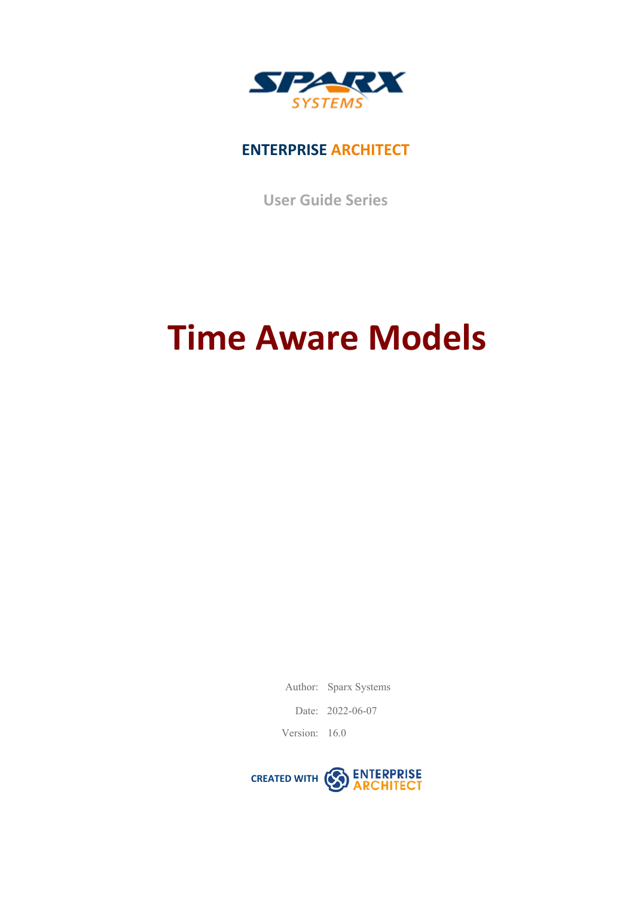SPARX SYSTEMS

ENTERPRISE ARCHITECT

User Guide Series

# Time Aware Models

Author: Sparx Systems

Date: 2022-06-07

Version: 16.0

CREATED WITH ENTERPRISE ARCHITECT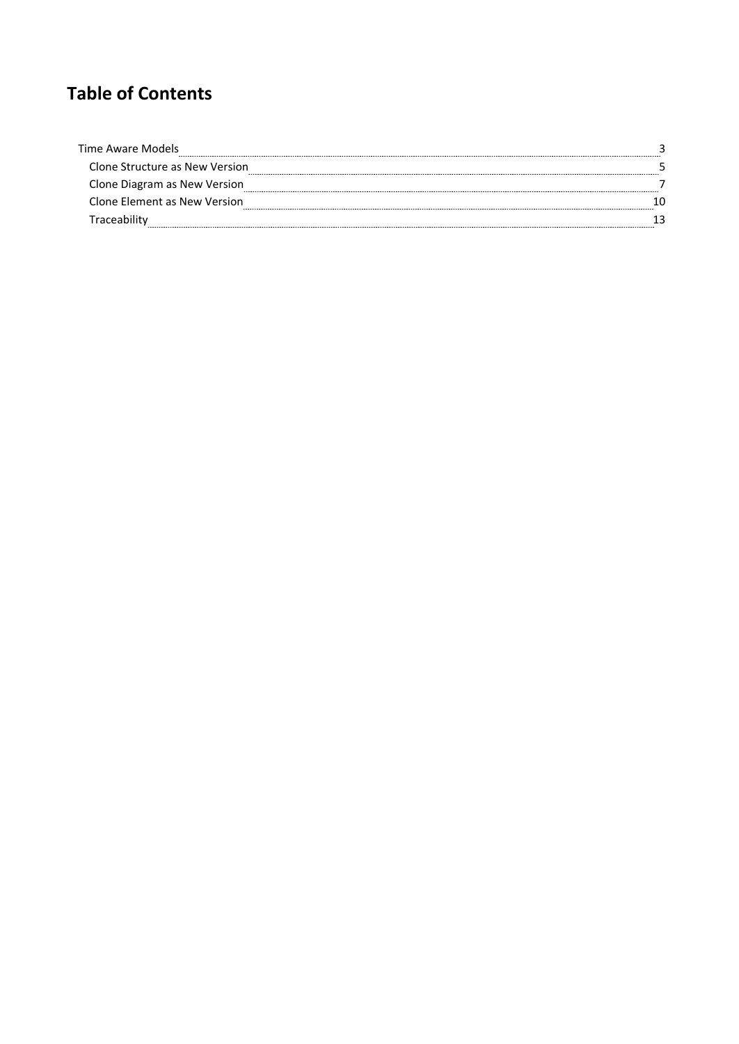# Table of Contents

- Time Aware Models ..... 3
  - Clone Structure as New Version ..... 5
  - Clone Diagram as New Version ..... 7
  - Clone Element as New Version ..... 10
  - Traceability ..... 13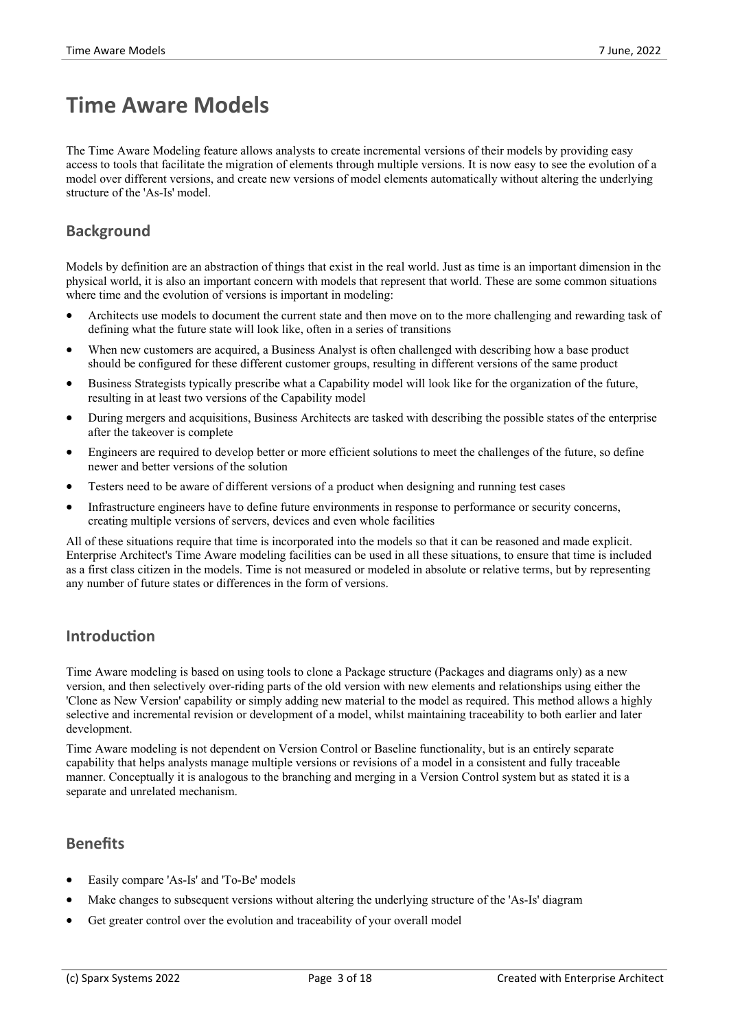# Time Aware Models

The Time Aware Modeling feature allows analysts to create incremental versions of their models by providing easy access to tools that facilitate the migration of elements through multiple versions. It is now easy to see the evolution of a model over different versions, and create new versions of model elements automatically without altering the underlying structure of the 'As-Is' model.

## Background

Models by definition are an abstraction of things that exist in the real world. Just as time is an important dimension in the physical world, it is also an important concern with models that represent that world. These are some common situations where time and the evolution of versions is important in modeling:

- Architects use models to document the current state and then move on to the more challenging and rewarding task of defining what the future state will look like, often in a series of transitions
- When new customers are acquired, a Business Analyst is often challenged with describing how a base product should be configured for these different customer groups, resulting in different versions of the same product
- Business Strategists typically prescribe what a Capability model will look like for the organization of the future, resulting in at least two versions of the Capability model
- During mergers and acquisitions, Business Architects are tasked with describing the possible states of the enterprise after the takeover is complete
- Engineers are required to develop better or more efficient solutions to meet the challenges of the future, so define newer and better versions of the solution
- Testers need to be aware of different versions of a product when designing and running test cases
- Infrastructure engineers have to define future environments in response to performance or security concerns, creating multiple versions of servers, devices and even whole facilities

All of these situations require that time is incorporated into the models so that it can be reasoned and made explicit. Enterprise Architect's Time Aware modeling facilities can be used in all these situations, to ensure that time is included as a first class citizen in the models. Time is not measured or modeled in absolute or relative terms, but by representing any number of future states or differences in the form of versions.

## Introduction

Time Aware modeling is based on using tools to clone a Package structure (Packages and diagrams only) as a new version, and then selectively over-riding parts of the old version with new elements and relationships using either the 'Clone as New Version' capability or simply adding new material to the model as required. This method allows a highly selective and incremental revision or development of a model, whilst maintaining traceability to both earlier and later development.

Time Aware modeling is not dependent on Version Control or Baseline functionality, but is an entirely separate capability that helps analysts manage multiple versions or revisions of a model in a consistent and fully traceable manner. Conceptually it is analogous to the branching and merging in a Version Control system but as stated it is a separate and unrelated mechanism.

## Benefits

- Easily compare 'As-Is' and 'To-Be' models
- Make changes to subsequent versions without altering the underlying structure of the 'As-Is' diagram
- Get greater control over the evolution and traceability of your overall model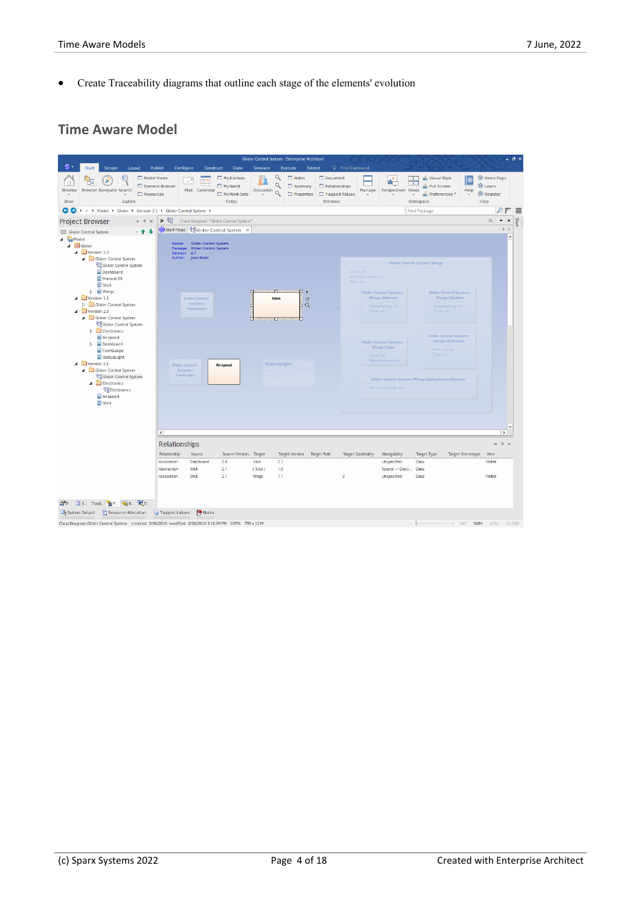- Create Traceability diagrams that outline each stage of the elements' evolution

## Time Aware Model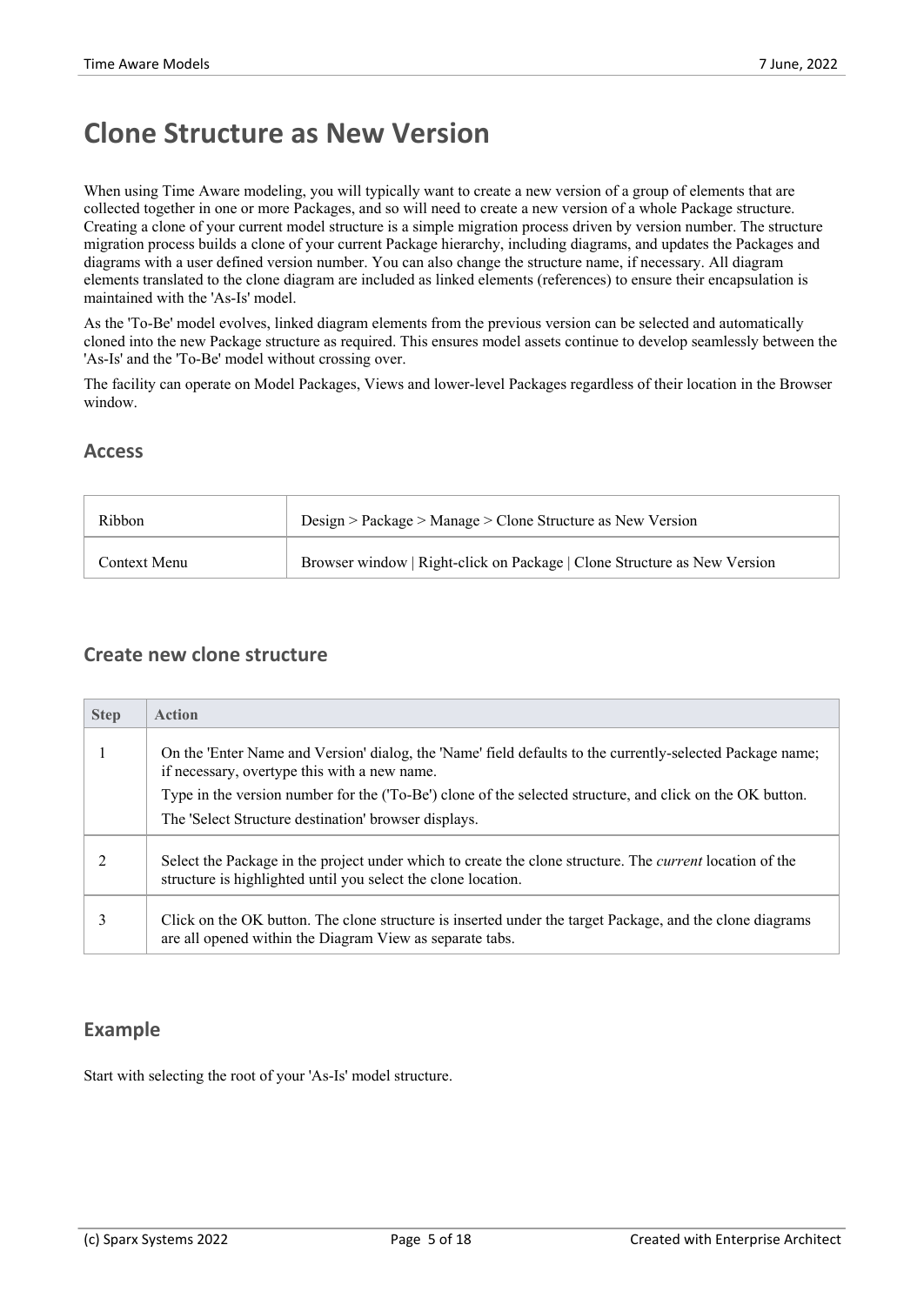# Clone Structure as New Version

When using Time Aware modeling, you will typically want to create a new version of a group of elements that are collected together in one or more Packages, and so will need to create a new version of a whole Package structure. Creating a clone of your current model structure is a simple migration process driven by version number. The structure migration process builds a clone of your current Package hierarchy, including diagrams, and updates the Packages and diagrams with a user defined version number. You can also change the structure name, if necessary. All diagram elements translated to the clone diagram are included as linked elements (references) to ensure their encapsulation is maintained with the 'As-Is' model.

As the 'To-Be' model evolves, linked diagram elements from the previous version can be selected and automatically cloned into the new Package structure as required. This ensures model assets continue to develop seamlessly between the 'As-Is' and the 'To-Be' model without crossing over.

The facility can operate on Model Packages, Views and lower-level Packages regardless of their location in the Browser window.

## Access

| | |
|---|---|
| Ribbon | Design > Package > Manage > Clone Structure as New Version |
| Context Menu | Browser window \| Right-click on Package \| Clone Structure as New Version |

## Create new clone structure

| Step | Action |
|---|---|
| 1 | On the 'Enter Name and Version' dialog, the 'Name' field defaults to the currently-selected Package name; if necessary, overtype this with a new name.<br>Type in the version number for the ('To-Be') clone of the selected structure, and click on the OK button.<br>The 'Select Structure destination' browser displays. |
| 2 | Select the Package in the project under which to create the clone structure. The *current* location of the structure is highlighted until you select the clone location. |
| 3 | Click on the OK button. The clone structure is inserted under the target Package, and the clone diagrams are all opened within the Diagram View as separate tabs. |

## Example

Start with selecting the root of your 'As-Is' model structure.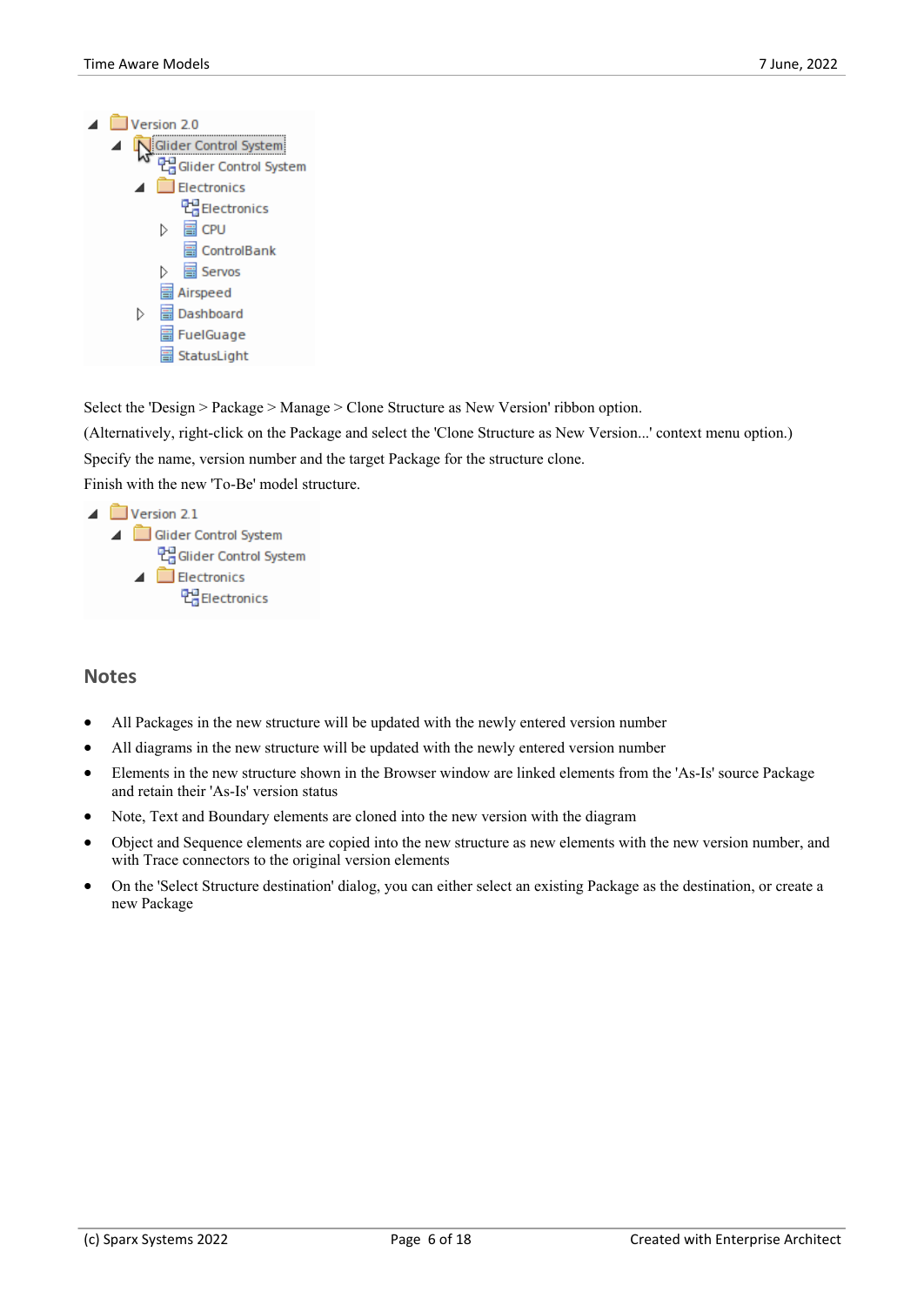Select the 'Design > Package > Manage > Clone Structure as New Version' ribbon option.

(Alternatively, right-click on the Package and select the 'Clone Structure as New Version...' context menu option.)

Specify the name, version number and the target Package for the structure clone.

Finish with the new 'To-Be' model structure.

## Notes

- All Packages in the new structure will be updated with the newly entered version number
- All diagrams in the new structure will be updated with the newly entered version number
- Elements in the new structure shown in the Browser window are linked elements from the 'As-Is' source Package and retain their 'As-Is' version status
- Note, Text and Boundary elements are cloned into the new version with the diagram
- Object and Sequence elements are copied into the new structure as new elements with the new version number, and with Trace connectors to the original version elements
- On the 'Select Structure destination' dialog, you can either select an existing Package as the destination, or create a new Package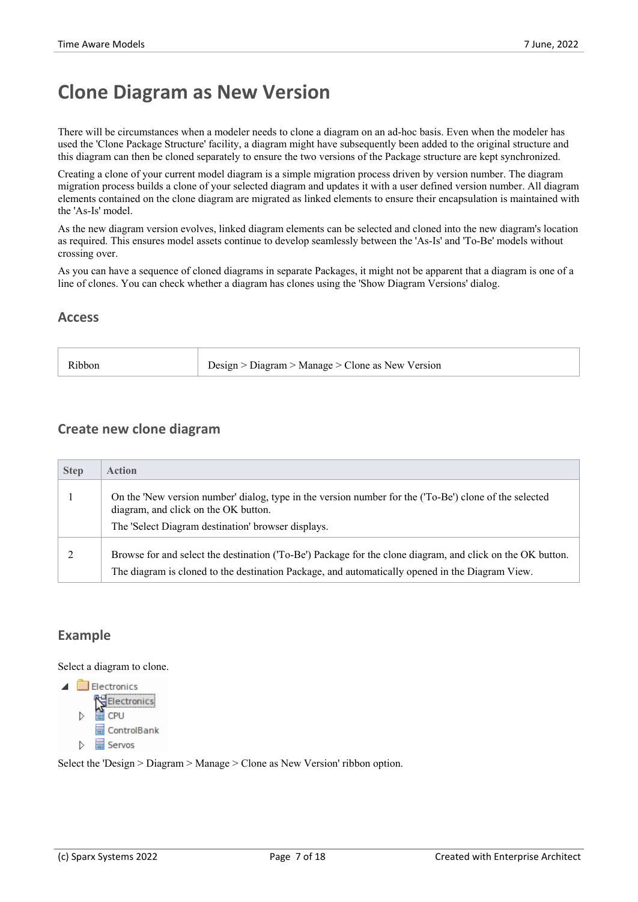# Clone Diagram as New Version

There will be circumstances when a modeler needs to clone a diagram on an ad-hoc basis. Even when the modeler has used the 'Clone Package Structure' facility, a diagram might have subsequently been added to the original structure and this diagram can then be cloned separately to ensure the two versions of the Package structure are kept synchronized.

Creating a clone of your current model diagram is a simple migration process driven by version number. The diagram migration process builds a clone of your selected diagram and updates it with a user defined version number. All diagram elements contained on the clone diagram are migrated as linked elements to ensure their encapsulation is maintained with the 'As-Is' model.

As the new diagram version evolves, linked diagram elements can be selected and cloned into the new diagram's location as required. This ensures model assets continue to develop seamlessly between the 'As-Is' and 'To-Be' models without crossing over.

As you can have a sequence of cloned diagrams in separate Packages, it might not be apparent that a diagram is one of a line of clones. You can check whether a diagram has clones using the 'Show Diagram Versions' dialog.

## Access

| | |
|---|---|
| Ribbon | Design > Diagram > Manage > Clone as New Version |

## Create new clone diagram

| Step | Action |
|---|---|
| 1 | On the 'New version number' dialog, type in the version number for the ('To-Be') clone of the selected diagram, and click on the OK button.<br>The 'Select Diagram destination' browser displays. |
| 2 | Browse for and select the destination ('To-Be') Package for the clone diagram, and click on the OK button.<br>The diagram is cloned to the destination Package, and automatically opened in the Diagram View. |

## Example

Select a diagram to clone.

Select the 'Design > Diagram > Manage > Clone as New Version' ribbon option.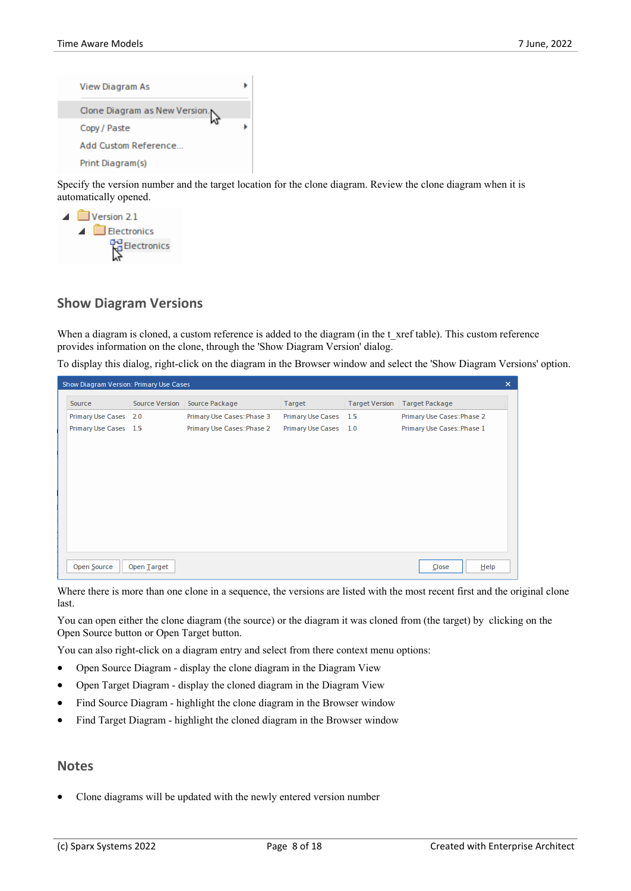View Diagram As

Clone Diagram as New Version...

Copy / Paste

Add Custom Reference...

Print Diagram(s)

Specify the version number and the target location for the clone diagram. Review the clone diagram when it is automatically opened.

Version 2.1

Electronics

Electronics

## Show Diagram Versions

When a diagram is cloned, a custom reference is added to the diagram (in the t_xref table). This custom reference provides information on the clone, through the 'Show Diagram Version' dialog.

To display this dialog, right-click on the diagram in the Browser window and select the 'Show Diagram Versions' option.

Show Diagram Version: Primary Use Cases

| Source | Source Version | Source Package | Target | Target Version | Target Package |
|---|---|---|---|---|---|
| Primary Use Cases | 2.0 | Primary Use Cases::Phase 3 | Primary Use Cases | 1.5 | Primary Use Cases::Phase 2 |
| Primary Use Cases | 1.5 | Primary Use Cases::Phase 2 | Primary Use Cases | 1.0 | Primary Use Cases::Phase 1 |

Open Source | Open Target | Close | Help

Where there is more than one clone in a sequence, the versions are listed with the most recent first and the original clone last.

You can open either the clone diagram (the source) or the diagram it was cloned from (the target) by clicking on the Open Source button or Open Target button.

You can also right-click on a diagram entry and select from there context menu options:

- Open Source Diagram - display the clone diagram in the Diagram View
- Open Target Diagram - display the cloned diagram in the Diagram View
- Find Source Diagram - highlight the clone diagram in the Browser window
- Find Target Diagram - highlight the cloned diagram in the Browser window

## Notes

- Clone diagrams will be updated with the newly entered version number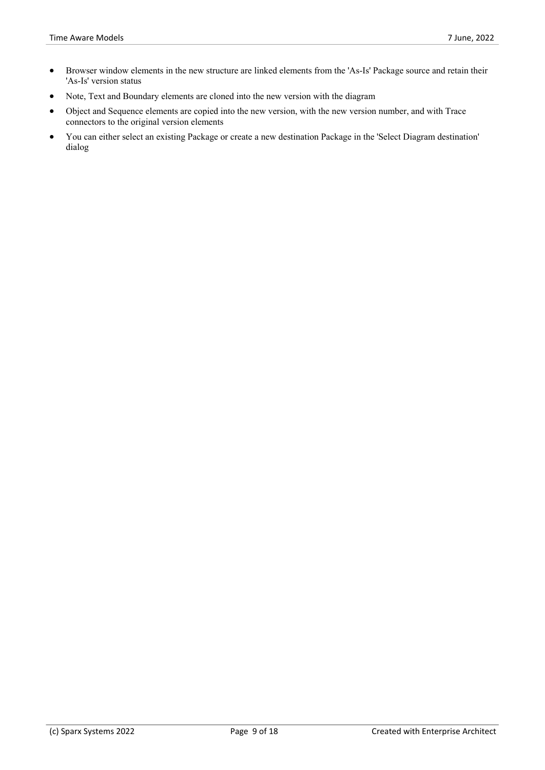- Browser window elements in the new structure are linked elements from the 'As-Is' Package source and retain their 'As-Is' version status
- Note, Text and Boundary elements are cloned into the new version with the diagram
- Object and Sequence elements are copied into the new version, with the new version number, and with Trace connectors to the original version elements
- You can either select an existing Package or create a new destination Package in the 'Select Diagram destination' dialog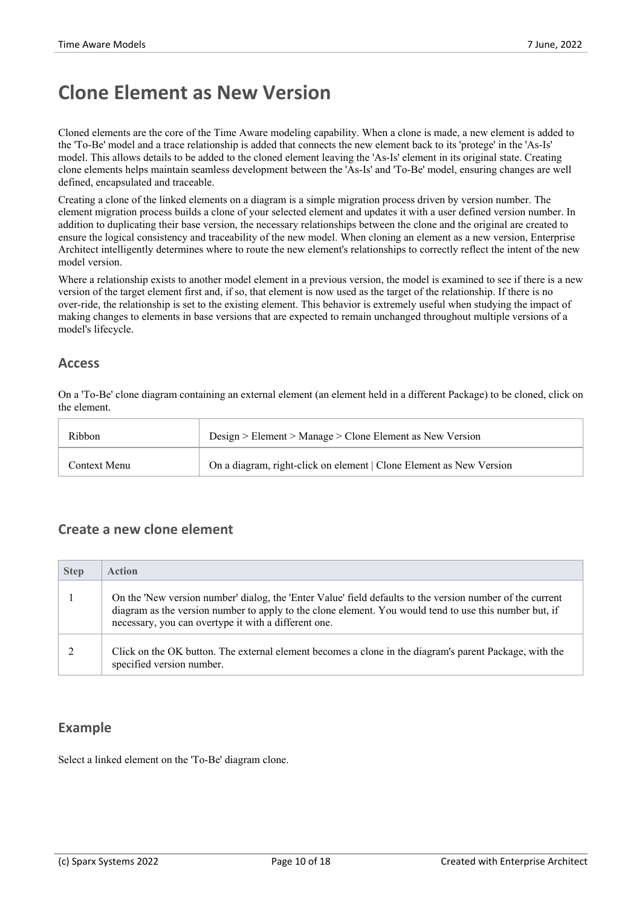# Clone Element as New Version

Cloned elements are the core of the Time Aware modeling capability. When a clone is made, a new element is added to the 'To-Be' model and a trace relationship is added that connects the new element back to its 'protege' in the 'As-Is' model. This allows details to be added to the cloned element leaving the 'As-Is' element in its original state. Creating clone elements helps maintain seamless development between the 'As-Is' and 'To-Be' model, ensuring changes are well defined, encapsulated and traceable.

Creating a clone of the linked elements on a diagram is a simple migration process driven by version number. The element migration process builds a clone of your selected element and updates it with a user defined version number. In addition to duplicating their base version, the necessary relationships between the clone and the original are created to ensure the logical consistency and traceability of the new model. When cloning an element as a new version, Enterprise Architect intelligently determines where to route the new element's relationships to correctly reflect the intent of the new model version.

Where a relationship exists to another model element in a previous version, the model is examined to see if there is a new version of the target element first and, if so, that element is now used as the target of the relationship. If there is no over-ride, the relationship is set to the existing element. This behavior is extremely useful when studying the impact of making changes to elements in base versions that are expected to remain unchanged throughout multiple versions of a model's lifecycle.

## Access

On a 'To-Be' clone diagram containing an external element (an element held in a different Package) to be cloned, click on the element.

| | |
|---|---|
| Ribbon | Design > Element > Manage > Clone Element as New Version |
| Context Menu | On a diagram, right-click on element \| Clone Element as New Version |

## Create a new clone element

| Step | Action |
|---|---|
| 1 | On the 'New version number' dialog, the 'Enter Value' field defaults to the version number of the current diagram as the version number to apply to the clone element. You would tend to use this number but, if necessary, you can overtype it with a different one. |
| 2 | Click on the OK button. The external element becomes a clone in the diagram's parent Package, with the specified version number. |

## Example

Select a linked element on the 'To-Be' diagram clone.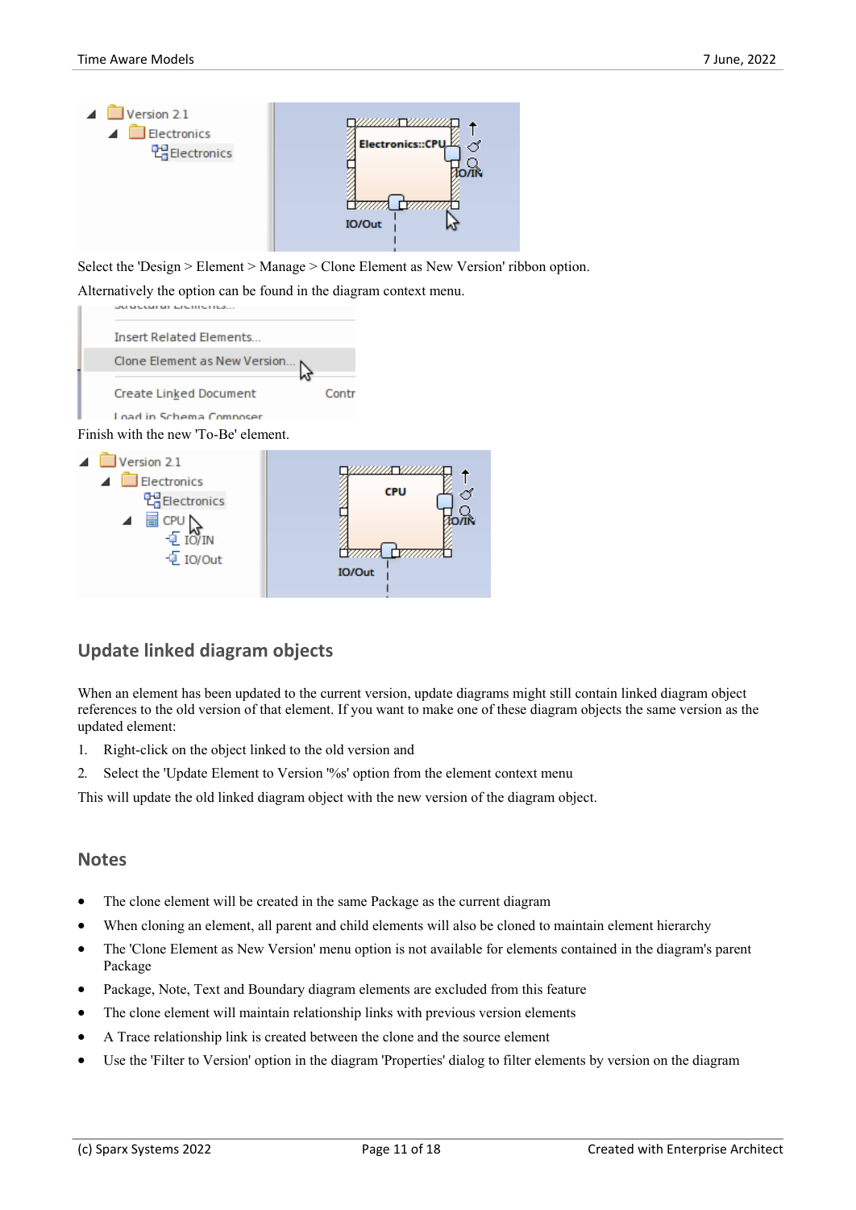Select the 'Design > Element > Manage > Clone Element as New Version' ribbon option.

Alternatively the option can be found in the diagram context menu.

Finish with the new 'To-Be' element.

## Update linked diagram objects

When an element has been updated to the current version, update diagrams might still contain linked diagram object references to the old version of that element. If you want to make one of these diagram objects the same version as the updated element:

1. Right-click on the object linked to the old version and
2. Select the 'Update Element to Version '%s' option from the element context menu

This will update the old linked diagram object with the new version of the diagram object.

## Notes

- The clone element will be created in the same Package as the current diagram
- When cloning an element, all parent and child elements will also be cloned to maintain element hierarchy
- The 'Clone Element as New Version' menu option is not available for elements contained in the diagram's parent Package
- Package, Note, Text and Boundary diagram elements are excluded from this feature
- The clone element will maintain relationship links with previous version elements
- A Trace relationship link is created between the clone and the source element
- Use the 'Filter to Version' option in the diagram 'Properties' dialog to filter elements by version on the diagram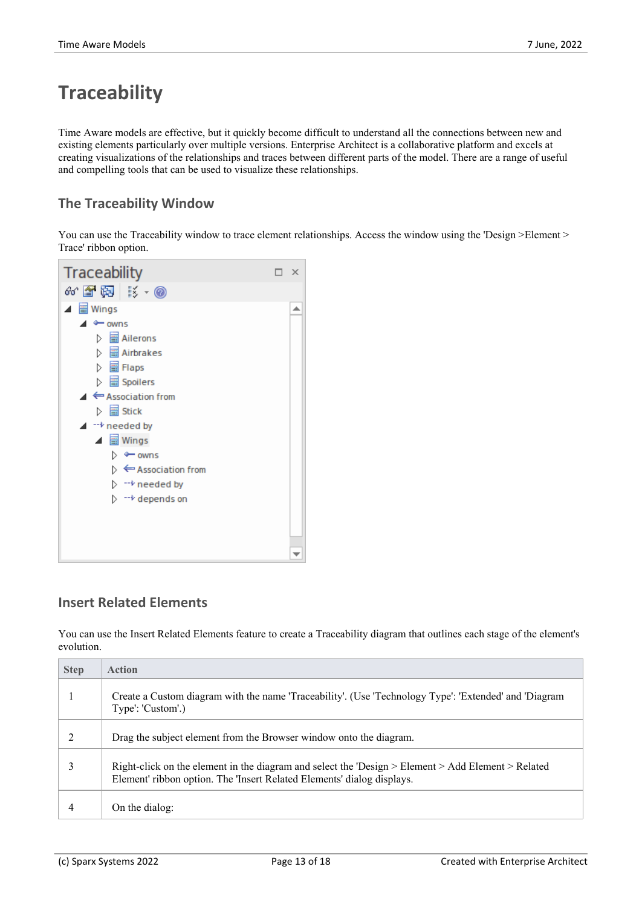# Traceability

Time Aware models are effective, but it quickly become difficult to understand all the connections between new and existing elements particularly over multiple versions. Enterprise Architect is a collaborative platform and excels at creating visualizations of the relationships and traces between different parts of the model. There are a range of useful and compelling tools that can be used to visualize these relationships.

## The Traceability Window

You can use the Traceability window to trace element relationships. Access the window using the 'Design >Element > Trace' ribbon option.

## Insert Related Elements

You can use the Insert Related Elements feature to create a Traceability diagram that outlines each stage of the element's evolution.

| Step | Action |
|---|---|
| 1 | Create a Custom diagram with the name 'Traceability'. (Use 'Technology Type': 'Extended' and 'Diagram Type': 'Custom'.) |
| 2 | Drag the subject element from the Browser window onto the diagram. |
| 3 | Right-click on the element in the diagram and select the 'Design > Element > Add Element > Related Element' ribbon option. The 'Insert Related Elements' dialog displays. |
| 4 | On the dialog: |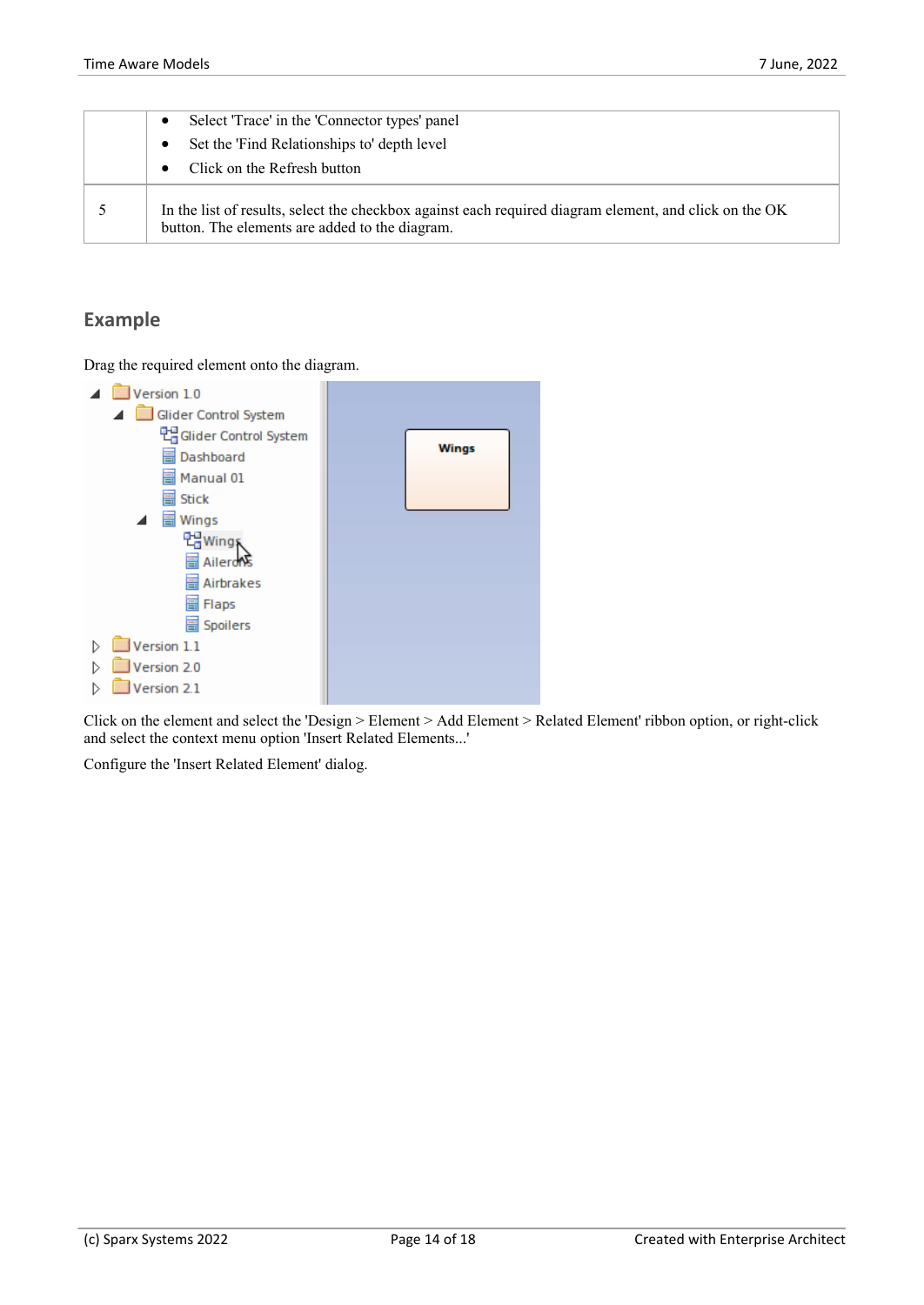| | |
|---|---|
| | • Select 'Trace' in the 'Connector types' panel<br>• Set the 'Find Relationships to' depth level<br>• Click on the Refresh button |
| 5 | In the list of results, select the checkbox against each required diagram element, and click on the OK button. The elements are added to the diagram. |

## Example

Drag the required element onto the diagram.

Click on the element and select the 'Design > Element > Add Element > Related Element' ribbon option, or right-click and select the context menu option 'Insert Related Elements...'

Configure the 'Insert Related Element' dialog.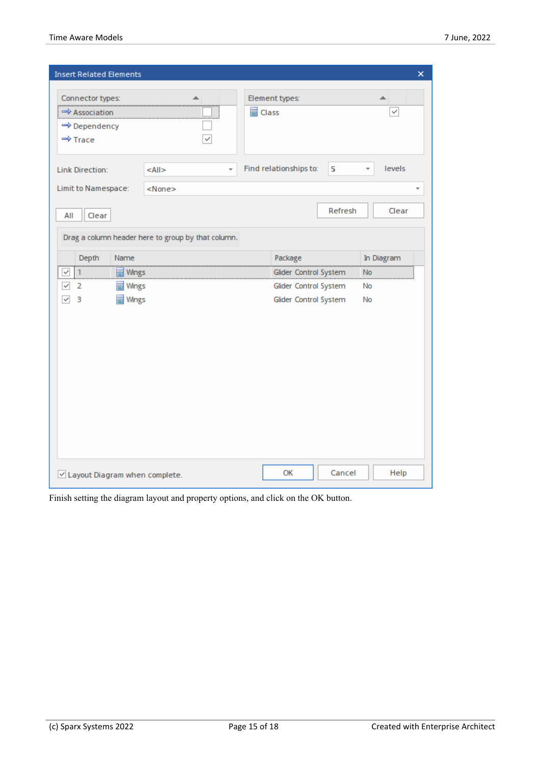Finish setting the diagram layout and property options, and click on the OK button.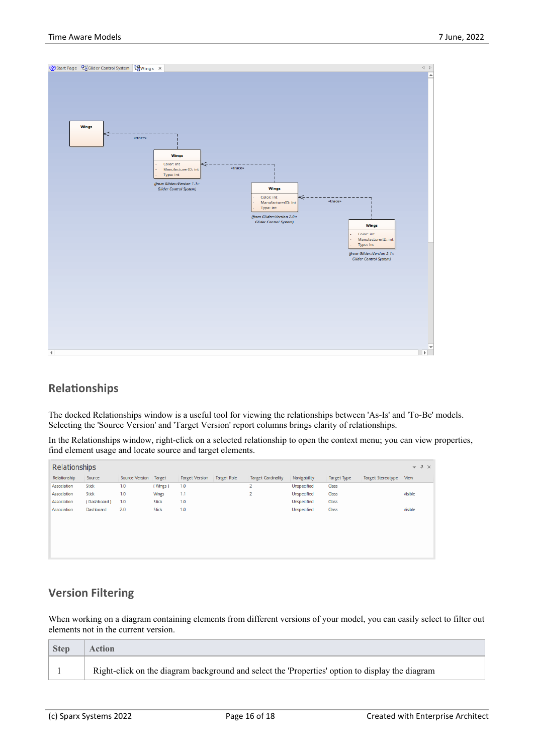## Relationships

The docked Relationships window is a useful tool for viewing the relationships between 'As-Is' and 'To-Be' models. Selecting the 'Source Version' and 'Target Version' report columns brings clarity of relationships.

In the Relationships window, right-click on a selected relationship to open the context menu; you can view properties, find element usage and locate source and target elements.

## Version Filtering

When working on a diagram containing elements from different versions of your model, you can easily select to filter out elements not in the current version.

| Step | Action |
|---|---|
| 1 | Right-click on the diagram background and select the 'Properties' option to display the diagram |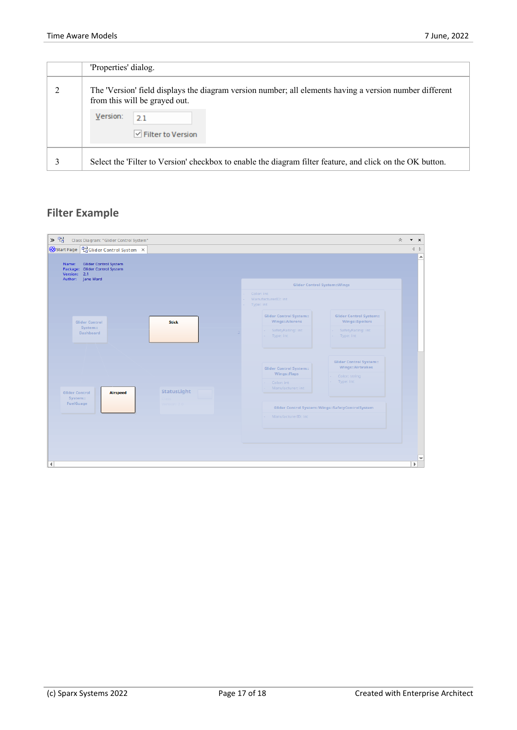| | |
|---|---|
| | 'Properties' dialog. |
| 2 | The 'Version' field displays the diagram version number; all elements having a version number different from this will be grayed out.<br>Version: 2.1<br>Filter to Version |
| 3 | Select the 'Filter to Version' checkbox to enable the diagram filter feature, and click on the OK button. |

## Filter Example